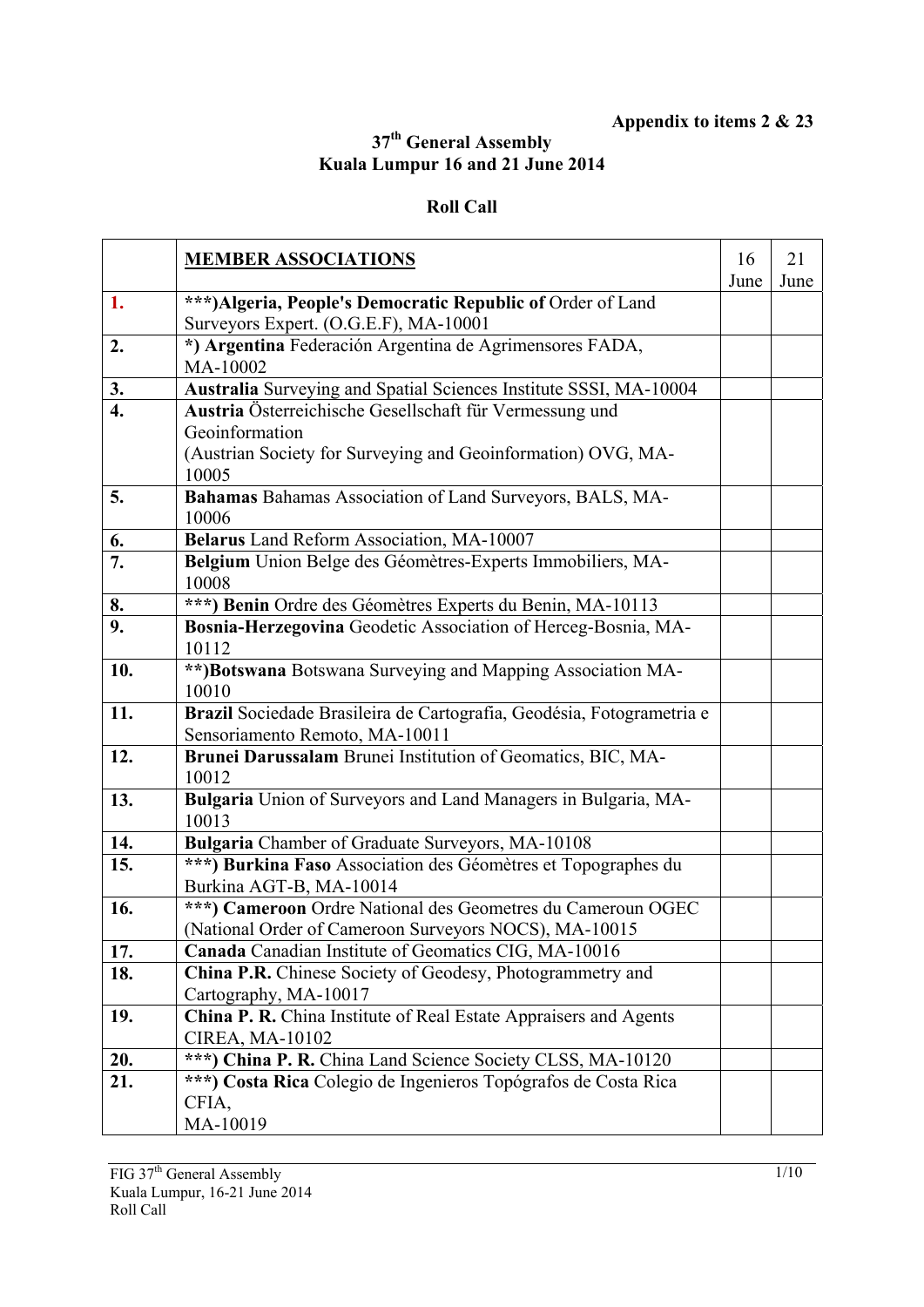**Appendix to items 2 & 23**

**37th General Assembly**
**Kuala Lumpur 16 and 21 June 2014**

**Roll Call**

| | **MEMBER ASSOCIATIONS** | 16 June | 21 June |
|---|---|---|---|
| **1.** | ***)**Algeria, People's Democratic Republic of** Order of Land Surveyors Expert. (O.G.E.F), MA-10001 | | |
| **2.** | **\*) Argentina** Federación Argentina de Agrimensores FADA, MA-10002 | | |
| **3.** | **Australia** Surveying and Spatial Sciences Institute SSSI, MA-10004 | | |
| **4.** | **Austria** Österreichische Gesellschaft für Vermessung und Geoinformation (Austrian Society for Surveying and Geoinformation) OVG, MA-10005 | | |
| **5.** | **Bahamas** Bahamas Association of Land Surveyors, BALS, MA-10006 | | |
| **6.** | **Belarus** Land Reform Association, MA-10007 | | |
| **7.** | **Belgium** Union Belge des Géomètres-Experts Immobiliers, MA-10008 | | |
| **8.** | **\*\*\*) Benin** Ordre des Géomètres Experts du Benin, MA-10113 | | |
| **9.** | **Bosnia-Herzegovina** Geodetic Association of Herceg-Bosnia, MA-10112 | | |
| **10.** | **\*\*)Botswana** Botswana Surveying and Mapping Association MA-10010 | | |
| **11.** | **Brazil** Sociedade Brasileira de Cartografia, Geodésia, Fotogrametria e Sensoriamento Remoto, MA-10011 | | |
| **12.** | **Brunei Darussalam** Brunei Institution of Geomatics, BIC, MA-10012 | | |
| **13.** | **Bulgaria** Union of Surveyors and Land Managers in Bulgaria, MA-10013 | | |
| **14.** | **Bulgaria** Chamber of Graduate Surveyors, MA-10108 | | |
| **15.** | **\*\*\*) Burkina Faso** Association des Géomètres et Topographes du Burkina AGT-B, MA-10014 | | |
| **16.** | **\*\*\*) Cameroon** Ordre National des Geometres du Cameroun OGEC (National Order of Cameroon Surveyors NOCS), MA-10015 | | |
| **17.** | **Canada** Canadian Institute of Geomatics CIG, MA-10016 | | |
| **18.** | **China P.R.** Chinese Society of Geodesy, Photogrammetry and Cartography, MA-10017 | | |
| **19.** | **China P. R.** China Institute of Real Estate Appraisers and Agents CIREA, MA-10102 | | |
| **20.** | **\*\*\*) China P. R.** China Land Science Society CLSS, MA-10120 | | |
| **21.** | **\*\*\*) Costa Rica** Colegio de Ingenieros Topógrafos de Costa Rica CFIA, MA-10019 | | |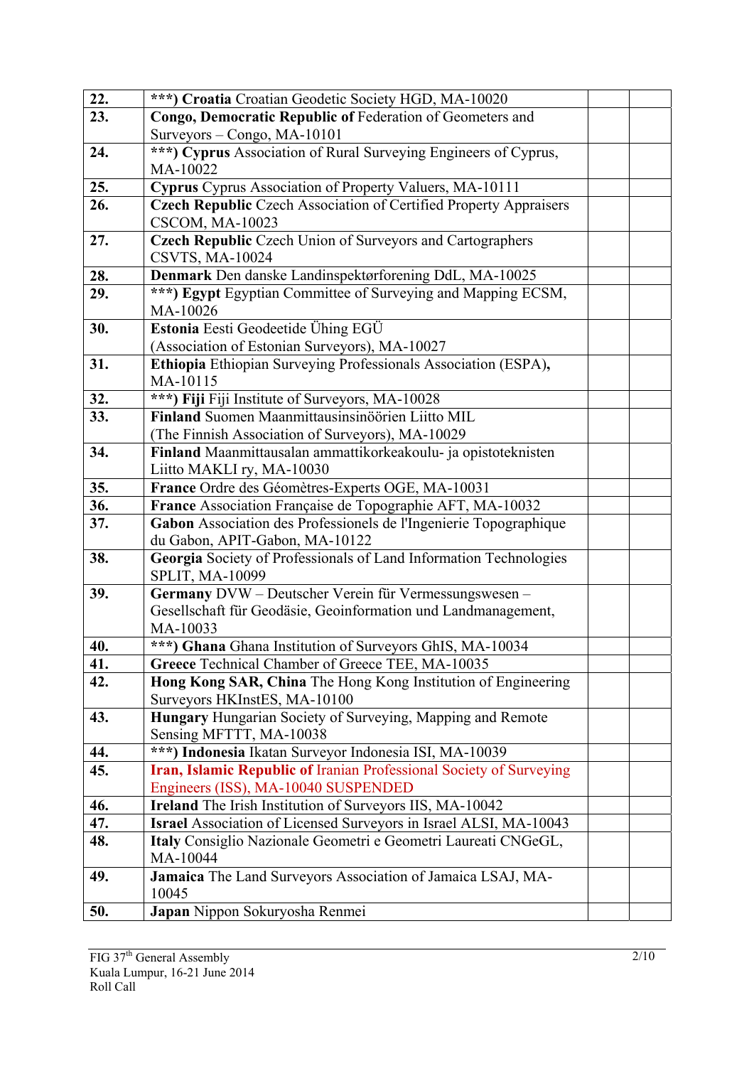| | | | |
|---|---|---|---|
| **22.** | ***) **Croatia** Croatian Geodetic Society HGD, MA-10020 | | |
| **23.** | **Congo, Democratic Republic of** Federation of Geometers and Surveyors – Congo, MA-10101 | | |
| **24.** | ***) **Cyprus** Association of Rural Surveying Engineers of Cyprus, MA-10022 | | |
| **25.** | **Cyprus** Cyprus Association of Property Valuers, MA-10111 | | |
| **26.** | **Czech Republic** Czech Association of Certified Property Appraisers CSCOM, MA-10023 | | |
| **27.** | **Czech Republic** Czech Union of Surveyors and Cartographers CSVTS, MA-10024 | | |
| **28.** | **Denmark** Den danske Landinspektørforening DdL, MA-10025 | | |
| **29.** | ***) **Egypt** Egyptian Committee of Surveying and Mapping ECSM, MA-10026 | | |
| **30.** | **Estonia** Eesti Geodeetide Ühing EGÜ (Association of Estonian Surveyors), MA-10027 | | |
| **31.** | **Ethiopia** Ethiopian Surveying Professionals Association (ESPA), MA-10115 | | |
| **32.** | ***) **Fiji** Fiji Institute of Surveyors, MA-10028 | | |
| **33.** | **Finland** Suomen Maanmittausinsinöörien Liitto MIL (The Finnish Association of Surveyors), MA-10029 | | |
| **34.** | **Finland** Maanmittausalan ammattikorkeakoulu- ja opistoteknisten Liitto MAKLI ry, MA-10030 | | |
| **35.** | **France** Ordre des Géomètres-Experts OGE, MA-10031 | | |
| **36.** | **France** Association Française de Topographie AFT, MA-10032 | | |
| **37.** | **Gabon** Association des Professionels de l'Ingenierie Topographique du Gabon, APIT-Gabon, MA-10122 | | |
| **38.** | **Georgia** Society of Professionals of Land Information Technologies SPLIT, MA-10099 | | |
| **39.** | **Germany** DVW – Deutscher Verein für Vermessungswesen – Gesellschaft für Geodäsie, Geoinformation und Landmanagement, MA-10033 | | |
| **40.** | ***) **Ghana** Ghana Institution of Surveyors GhIS, MA-10034 | | |
| **41.** | **Greece** Technical Chamber of Greece TEE, MA-10035 | | |
| **42.** | **Hong Kong SAR, China** The Hong Kong Institution of Engineering Surveyors HKInstES, MA-10100 | | |
| **43.** | **Hungary** Hungarian Society of Surveying, Mapping and Remote Sensing MFTTT, MA-10038 | | |
| **44.** | ***) **Indonesia** Ikatan Surveyor Indonesia ISI, MA-10039 | | |
| **45.** | **Iran, Islamic Republic of** Iranian Professional Society of Surveying Engineers (ISS), MA-10040 SUSPENDED | | |
| **46.** | **Ireland** The Irish Institution of Surveyors IIS, MA-10042 | | |
| **47.** | **Israel** Association of Licensed Surveyors in Israel ALSI, MA-10043 | | |
| **48.** | **Italy** Consiglio Nazionale Geometri e Geometri Laureati CNGeGL, MA-10044 | | |
| **49.** | **Jamaica** The Land Surveyors Association of Jamaica LSAJ, MA-10045 | | |
| **50.** | **Japan** Nippon Sokuryosha Renmei | | |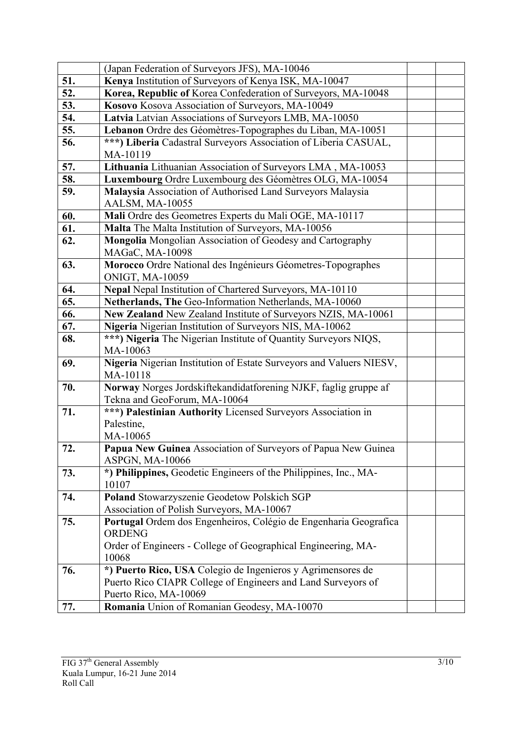| | | | |
|---|---|---|---|
| | (Japan Federation of Surveyors JFS), MA-10046 | | |
| **51.** | **Kenya** Institution of Surveyors of Kenya ISK, MA-10047 | | |
| **52.** | **Korea, Republic of** Korea Confederation of Surveyors, MA-10048 | | |
| **53.** | **Kosovo** Kosova Association of Surveyors, MA-10049 | | |
| **54.** | **Latvia** Latvian Associations of Surveyors LMB, MA-10050 | | |
| **55.** | **Lebanon** Ordre des Géomètres-Topographes du Liban, MA-10051 | | |
| **56.** | **\*\*\*) Liberia** Cadastral Surveyors Association of Liberia CASUAL, MA-10119 | | |
| **57.** | **Lithuania** Lithuanian Association of Surveyors LMA , MA-10053 | | |
| **58.** | **Luxembourg** Ordre Luxembourg des Géomètres OLG, MA-10054 | | |
| **59.** | **Malaysia** Association of Authorised Land Surveyors Malaysia AALSM, MA-10055 | | |
| **60.** | **Mali** Ordre des Geometres Experts du Mali OGE, MA-10117 | | |
| **61.** | **Malta** The Malta Institution of Surveyors, MA-10056 | | |
| **62.** | **Mongolia** Mongolian Association of Geodesy and Cartography MAGaC, MA-10098 | | |
| **63.** | **Morocco** Ordre National des Ingénieurs Géometres-Topographes ONIGT, MA-10059 | | |
| **64.** | **Nepal** Nepal Institution of Chartered Surveyors, MA-10110 | | |
| **65.** | **Netherlands, The** Geo-Information Netherlands, MA-10060 | | |
| **66.** | **New Zealand** New Zealand Institute of Surveyors NZIS, MA-10061 | | |
| **67.** | **Nigeria** Nigerian Institution of Surveyors NIS, MA-10062 | | |
| **68.** | **\*\*\*) Nigeria** The Nigerian Institute of Quantity Surveyors NIQS, MA-10063 | | |
| **69.** | **Nigeria** Nigerian Institution of Estate Surveyors and Valuers NIESV, MA-10118 | | |
| **70.** | **Norway** Norges Jordskiftekandidatforening NJKF, faglig gruppe af Tekna and GeoForum, MA-10064 | | |
| **71.** | **\*\*\*) Palestinian Authority** Licensed Surveyors Association in Palestine, MA-10065 | | |
| **72.** | **Papua New Guinea** Association of Surveyors of Papua New Guinea ASPGN, MA-10066 | | |
| **73.** | **\*) Philippines,** Geodetic Engineers of the Philippines, Inc., MA-10107 | | |
| **74.** | **Poland** Stowarzyszenie Geodetow Polskich SGP Association of Polish Surveyors, MA-10067 | | |
| **75.** | **Portugal** Ordem dos Engenheiros, Colégio de Engenharia Geografica ORDENG Order of Engineers - College of Geographical Engineering, MA-10068 | | |
| **76.** | **\*) Puerto Rico, USA** Colegio de Ingenieros y Agrimensores de Puerto Rico CIAPR College of Engineers and Land Surveyors of Puerto Rico, MA-10069 | | |
| **77.** | **Romania** Union of Romanian Geodesy, MA-10070 | | |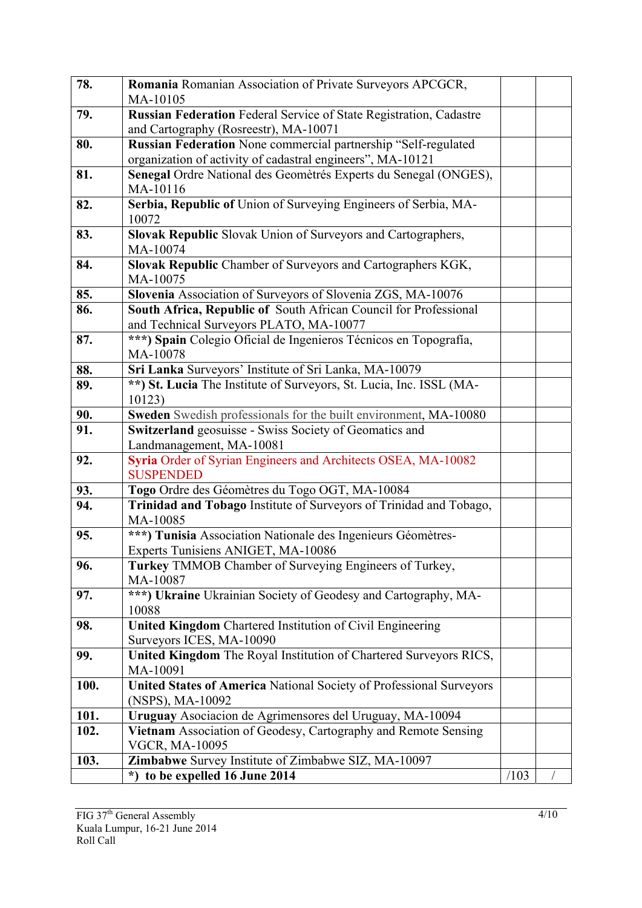| | | | |
|---|---|---|---|
| **78.** | **Romania** Romanian Association of Private Surveyors APCGCR, MA-10105 | | |
| **79.** | **Russian Federation** Federal Service of State Registration, Cadastre and Cartography (Rosreestr), MA-10071 | | |
| **80.** | **Russian Federation** None commercial partnership "Self-regulated organization of activity of cadastral engineers", MA-10121 | | |
| **81.** | **Senegal** Ordre National des Geomètrés Experts du Senegal (ONGES), MA-10116 | | |
| **82.** | **Serbia, Republic of** Union of Surveying Engineers of Serbia, MA-10072 | | |
| **83.** | **Slovak Republic** Slovak Union of Surveyors and Cartographers, MA-10074 | | |
| **84.** | **Slovak Republic** Chamber of Surveyors and Cartographers KGK, MA-10075 | | |
| **85.** | **Slovenia** Association of Surveyors of Slovenia ZGS, MA-10076 | | |
| **86.** | **South Africa, Republic of** South African Council for Professional and Technical Surveyors PLATO, MA-10077 | | |
| **87.** | **\*\*\*) Spain** Colegio Oficial de Ingenieros Técnicos en Topografía, MA-10078 | | |
| **88.** | **Sri Lanka** Surveyors' Institute of Sri Lanka, MA-10079 | | |
| **89.** | **\*\*) St. Lucia** The Institute of Surveyors, St. Lucia, Inc. ISSL (MA-10123) | | |
| **90.** | **Sweden** Swedish professionals for the built environment, MA-10080 | | |
| **91.** | **Switzerland** geosuisse - Swiss Society of Geomatics and Landmanagement, MA-10081 | | |
| **92.** | **Syria** Order of Syrian Engineers and Architects OSEA, MA-10082 SUSPENDED | | |
| **93.** | **Togo** Ordre des Géomètres du Togo OGT, MA-10084 | | |
| **94.** | **Trinidad and Tobago** Institute of Surveyors of Trinidad and Tobago, MA-10085 | | |
| **95.** | **\*\*\*) Tunisia** Association Nationale des Ingenieurs Géomètres-Experts Tunisiens ANIGET, MA-10086 | | |
| **96.** | **Turkey** TMMOB Chamber of Surveying Engineers of Turkey, MA-10087 | | |
| **97.** | **\*\*\*) Ukraine** Ukrainian Society of Geodesy and Cartography, MA-10088 | | |
| **98.** | **United Kingdom** Chartered Institution of Civil Engineering Surveyors ICES, MA-10090 | | |
| **99.** | **United Kingdom** The Royal Institution of Chartered Surveyors RICS, MA-10091 | | |
| **100.** | **United States of America** National Society of Professional Surveyors (NSPS), MA-10092 | | |
| **101.** | **Uruguay** Asociacion de Agrimensores del Uruguay, MA-10094 | | |
| **102.** | **Vietnam** Association of Geodesy, Cartography and Remote Sensing VGCR, MA-10095 | | |
| **103.** | **Zimbabwe** Survey Institute of Zimbabwe SIZ, MA-10097 | | |
| | **\*) to be expelled 16 June 2014** | /103 | / |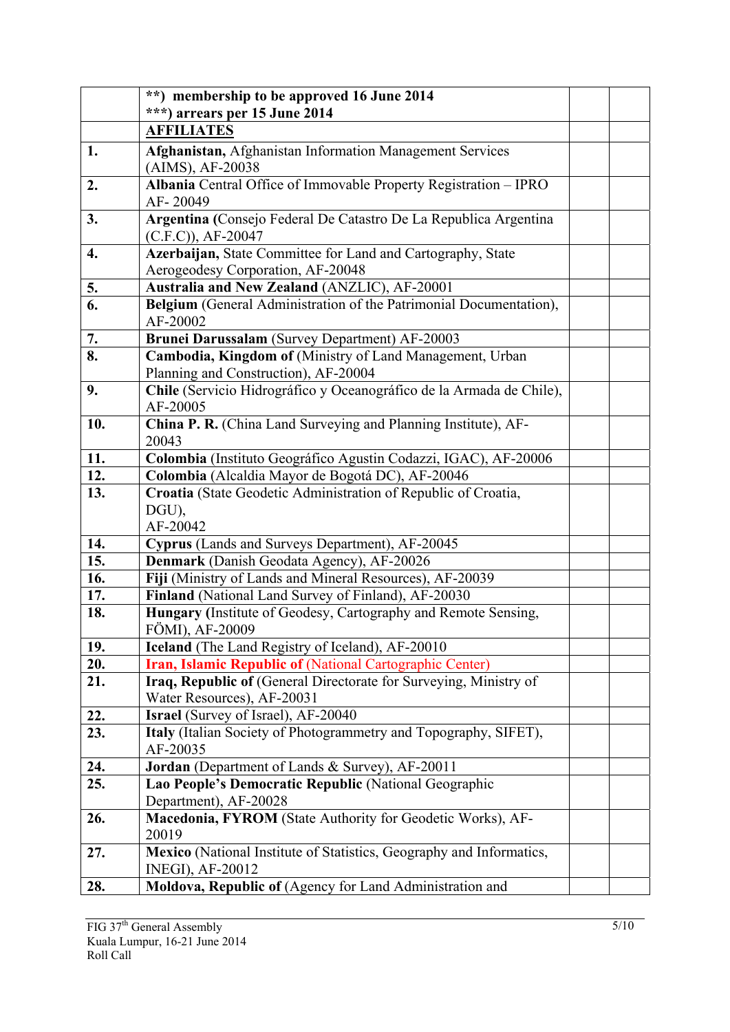| | | | |
|---|---|---|---|
| | **\*\*) membership to be approved 16 June 2014**<br>**\*\*\*) arrears per 15 June 2014** | | |
| | **AFFILIATES** | | |
| **1.** | **Afghanistan,** Afghanistan Information Management Services (AIMS), AF-20038 | | |
| **2.** | **Albania** Central Office of Immovable Property Registration – IPRO AF- 20049 | | |
| **3.** | **Argentina (**Consejo Federal De Catastro De La Republica Argentina (C.F.C)), AF-20047 | | |
| **4.** | **Azerbaijan,** State Committee for Land and Cartography, State Aerogeodesy Corporation, AF-20048 | | |
| **5.** | **Australia and New Zealand** (ANZLIC), AF-20001 | | |
| **6.** | **Belgium** (General Administration of the Patrimonial Documentation), AF-20002 | | |
| **7.** | **Brunei Darussalam** (Survey Department) AF-20003 | | |
| **8.** | **Cambodia, Kingdom of** (Ministry of Land Management, Urban Planning and Construction), AF-20004 | | |
| **9.** | **Chile** (Servicio Hidrográfico y Oceanográfico de la Armada de Chile), AF-20005 | | |
| **10.** | **China P. R.** (China Land Surveying and Planning Institute), AF-20043 | | |
| **11.** | **Colombia** (Instituto Geográfico Agustin Codazzi, IGAC), AF-20006 | | |
| **12.** | **Colombia** (Alcaldia Mayor de Bogotá DC), AF-20046 | | |
| **13.** | **Croatia** (State Geodetic Administration of Republic of Croatia, DGU),<br>AF-20042 | | |
| **14.** | **Cyprus** (Lands and Surveys Department), AF-20045 | | |
| **15.** | **Denmark** (Danish Geodata Agency), AF-20026 | | |
| **16.** | **Fiji** (Ministry of Lands and Mineral Resources), AF-20039 | | |
| **17.** | **Finland** (National Land Survey of Finland), AF-20030 | | |
| **18.** | **Hungary (**Institute of Geodesy, Cartography and Remote Sensing, FÖMI), AF-20009 | | |
| **19.** | **Iceland** (The Land Registry of Iceland), AF-20010 | | |
| **20.** | **Iran, Islamic Republic of** (National Cartographic Center) | | |
| **21.** | **Iraq, Republic of** (General Directorate for Surveying, Ministry of Water Resources), AF-20031 | | |
| **22.** | **Israel** (Survey of Israel), AF-20040 | | |
| **23.** | **Italy** (Italian Society of Photogrammetry and Topography, SIFET), AF-20035 | | |
| **24.** | **Jordan** (Department of Lands & Survey), AF-20011 | | |
| **25.** | **Lao People's Democratic Republic** (National Geographic Department), AF-20028 | | |
| **26.** | **Macedonia, FYROM** (State Authority for Geodetic Works), AF-20019 | | |
| **27.** | **Mexico** (National Institute of Statistics, Geography and Informatics, INEGI), AF-20012 | | |
| **28.** | **Moldova, Republic of** (Agency for Land Administration and | | |

FIG 37th General Assembly
Kuala Lumpur, 16-21 June 2014
Roll Call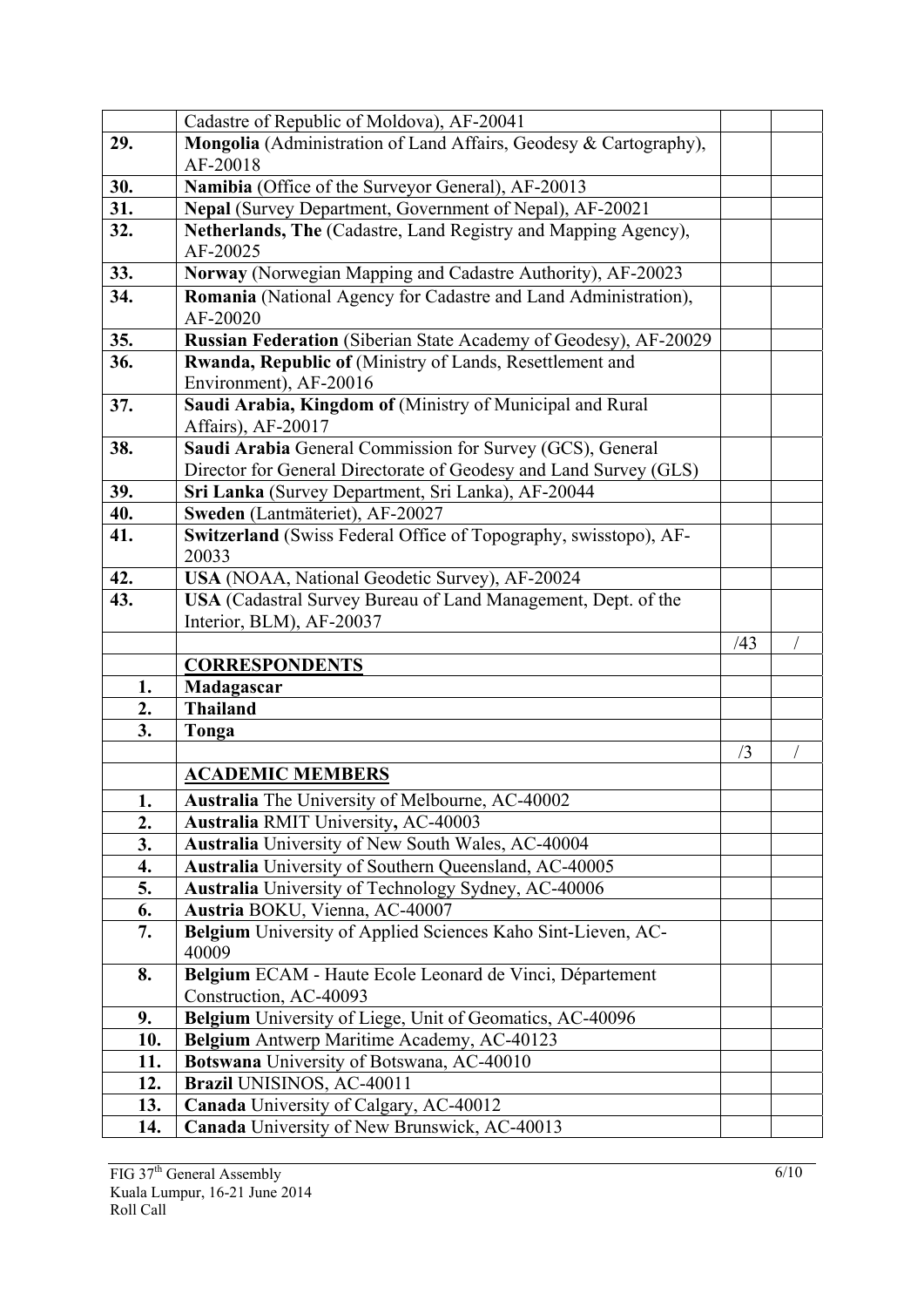|  | Cadastre of Republic of Moldova), AF-20041 |  |  |
|---|---|---|---|
| **29.** | **Mongolia** (Administration of Land Affairs, Geodesy & Cartography), AF-20018 |  |  |
| **30.** | **Namibia** (Office of the Surveyor General), AF-20013 |  |  |
| **31.** | **Nepal** (Survey Department, Government of Nepal), AF-20021 |  |  |
| **32.** | **Netherlands, The** (Cadastre, Land Registry and Mapping Agency), AF-20025 |  |  |
| **33.** | **Norway** (Norwegian Mapping and Cadastre Authority), AF-20023 |  |  |
| **34.** | **Romania** (National Agency for Cadastre and Land Administration), AF-20020 |  |  |
| **35.** | **Russian Federation** (Siberian State Academy of Geodesy), AF-20029 |  |  |
| **36.** | **Rwanda, Republic of** (Ministry of Lands, Resettlement and Environment), AF-20016 |  |  |
| **37.** | **Saudi Arabia, Kingdom of** (Ministry of Municipal and Rural Affairs), AF-20017 |  |  |
| **38.** | **Saudi Arabia** General Commission for Survey (GCS), General Director for General Directorate of Geodesy and Land Survey (GLS) |  |  |
| **39.** | **Sri Lanka** (Survey Department, Sri Lanka), AF-20044 |  |  |
| **40.** | **Sweden** (Lantmäteriet), AF-20027 |  |  |
| **41.** | **Switzerland** (Swiss Federal Office of Topography, swisstopo), AF-20033 |  |  |
| **42.** | **USA** (NOAA, National Geodetic Survey), AF-20024 |  |  |
| **43.** | **USA** (Cadastral Survey Bureau of Land Management, Dept. of the Interior, BLM), AF-20037 |  |  |
|  |  | /43 | / |
|  | **CORRESPONDENTS** |  |  |
| **1.** | **Madagascar** |  |  |
| **2.** | **Thailand** |  |  |
| **3.** | **Tonga** |  |  |
|  |  | /3 | / |
|  | **ACADEMIC MEMBERS** |  |  |
| **1.** | **Australia** The University of Melbourne, AC-40002 |  |  |
| **2.** | **Australia** RMIT University**,** AC-40003 |  |  |
| **3.** | **Australia** University of New South Wales, AC-40004 |  |  |
| **4.** | **Australia** University of Southern Queensland, AC-40005 |  |  |
| **5.** | **Australia** University of Technology Sydney, AC-40006 |  |  |
| **6.** | **Austria** BOKU, Vienna, AC-40007 |  |  |
| **7.** | **Belgium** University of Applied Sciences Kaho Sint-Lieven, AC-40009 |  |  |
| **8.** | **Belgium** ECAM - Haute Ecole Leonard de Vinci, Département Construction, AC-40093 |  |  |
| **9.** | **Belgium** University of Liege, Unit of Geomatics, AC-40096 |  |  |
| **10.** | **Belgium** Antwerp Maritime Academy, AC-40123 |  |  |
| **11.** | **Botswana** University of Botswana, AC-40010 |  |  |
| **12.** | **Brazil** UNISINOS, AC-40011 |  |  |
| **13.** | **Canada** University of Calgary, AC-40012 |  |  |
| **14.** | **Canada** University of New Brunswick, AC-40013 |  |  |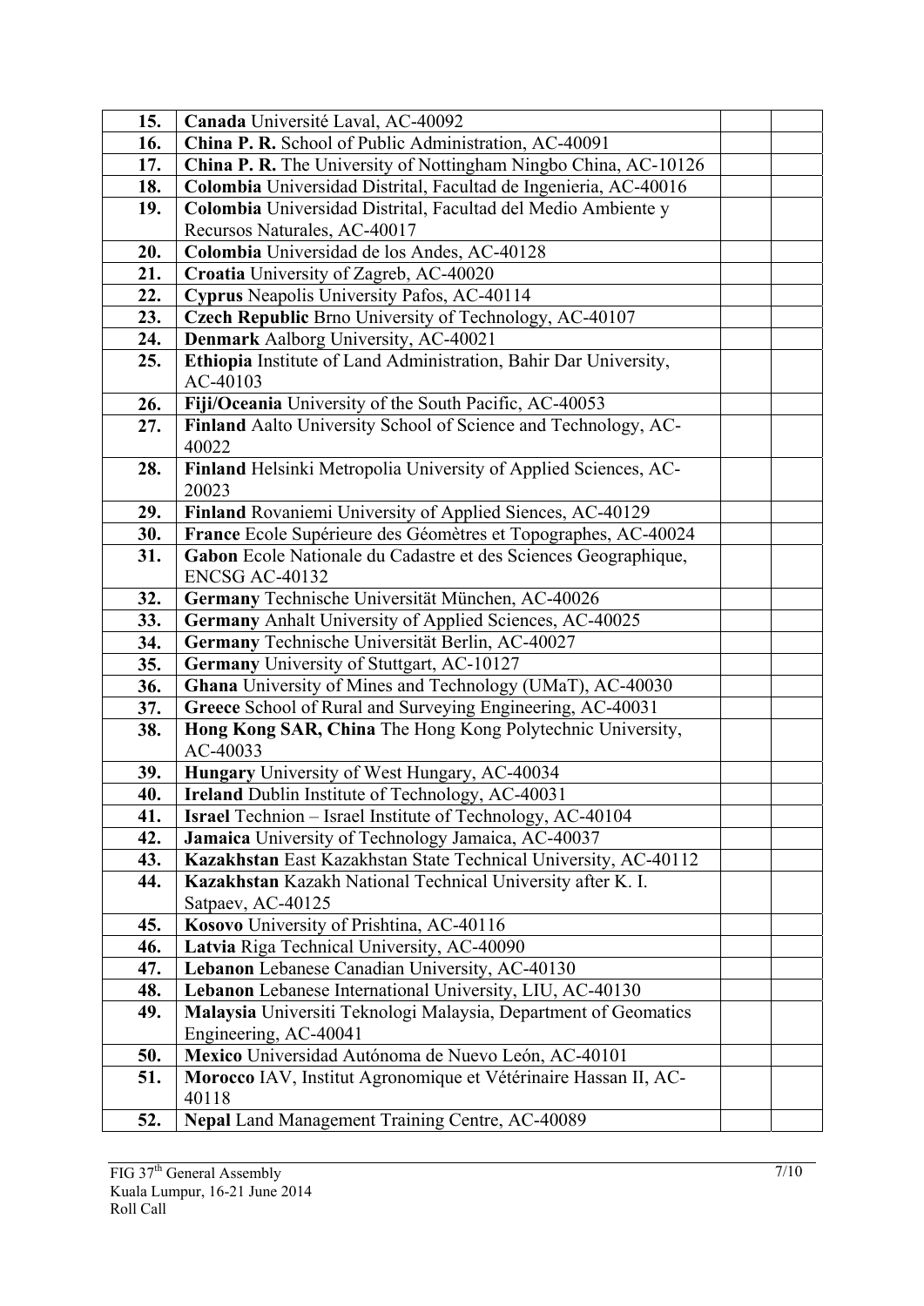| | | | |
|---|---|---|---|
| **15.** | **Canada** Université Laval, AC-40092 | | |
| **16.** | **China P. R.** School of Public Administration, AC-40091 | | |
| **17.** | **China P. R.** The University of Nottingham Ningbo China, AC-10126 | | |
| **18.** | **Colombia** Universidad Distrital, Facultad de Ingenieria, AC-40016 | | |
| **19.** | **Colombia** Universidad Distrital, Facultad del Medio Ambiente y Recursos Naturales, AC-40017 | | |
| **20.** | **Colombia** Universidad de los Andes, AC-40128 | | |
| **21.** | **Croatia** University of Zagreb, AC-40020 | | |
| **22.** | **Cyprus** Neapolis University Pafos, AC-40114 | | |
| **23.** | **Czech Republic** Brno University of Technology, AC-40107 | | |
| **24.** | **Denmark** Aalborg University, AC-40021 | | |
| **25.** | **Ethiopia** Institute of Land Administration, Bahir Dar University, AC-40103 | | |
| **26.** | **Fiji/Oceania** University of the South Pacific, AC-40053 | | |
| **27.** | **Finland** Aalto University School of Science and Technology, AC-40022 | | |
| **28.** | **Finland** Helsinki Metropolia University of Applied Sciences, AC-20023 | | |
| **29.** | **Finland** Rovaniemi University of Applied Siences, AC-40129 | | |
| **30.** | **France** Ecole Supérieure des Géomètres et Topographes, AC-40024 | | |
| **31.** | **Gabon** Ecole Nationale du Cadastre et des Sciences Geographique, ENCSG AC-40132 | | |
| **32.** | **Germany** Technische Universität München, AC-40026 | | |
| **33.** | **Germany** Anhalt University of Applied Sciences, AC-40025 | | |
| **34.** | **Germany** Technische Universität Berlin, AC-40027 | | |
| **35.** | **Germany** University of Stuttgart, AC-10127 | | |
| **36.** | **Ghana** University of Mines and Technology (UMaT), AC-40030 | | |
| **37.** | **Greece** School of Rural and Surveying Engineering, AC-40031 | | |
| **38.** | **Hong Kong SAR, China** The Hong Kong Polytechnic University, AC-40033 | | |
| **39.** | **Hungary** University of West Hungary, AC-40034 | | |
| **40.** | **Ireland** Dublin Institute of Technology, AC-40031 | | |
| **41.** | **Israel** Technion – Israel Institute of Technology, AC-40104 | | |
| **42.** | **Jamaica** University of Technology Jamaica, AC-40037 | | |
| **43.** | **Kazakhstan** East Kazakhstan State Technical University, AC-40112 | | |
| **44.** | **Kazakhstan** Kazakh National Technical University after K. I. Satpaev, AC-40125 | | |
| **45.** | **Kosovo** University of Prishtina, AC-40116 | | |
| **46.** | **Latvia** Riga Technical University, AC-40090 | | |
| **47.** | **Lebanon** Lebanese Canadian University, AC-40130 | | |
| **48.** | **Lebanon** Lebanese International University, LIU, AC-40130 | | |
| **49.** | **Malaysia** Universiti Teknologi Malaysia, Department of Geomatics Engineering, AC-40041 | | |
| **50.** | **Mexico** Universidad Autónoma de Nuevo León, AC-40101 | | |
| **51.** | **Morocco** IAV, Institut Agronomique et Vétérinaire Hassan II, AC-40118 | | |
| **52.** | **Nepal** Land Management Training Centre, AC-40089 | | |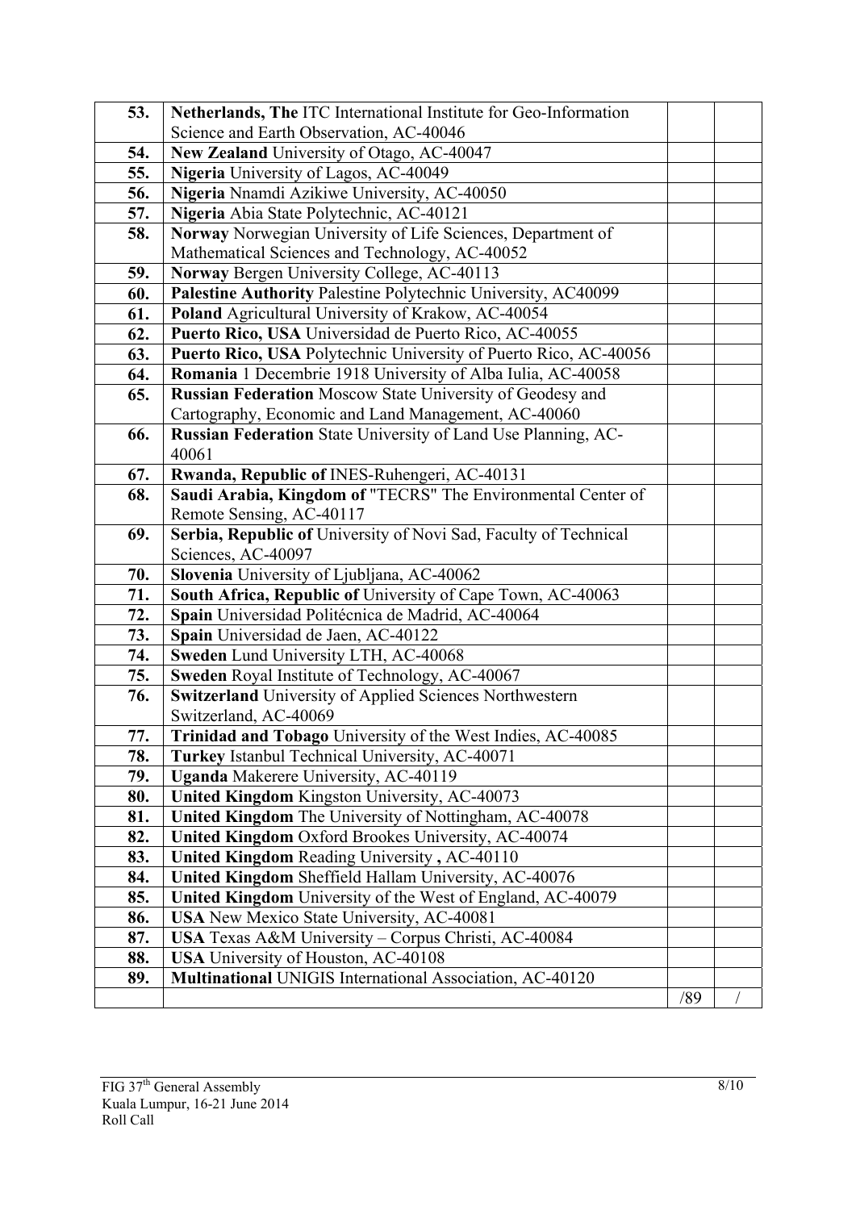| | | | |
|---|---|---|---|
| **53.** | **Netherlands, The** ITC International Institute for Geo-Information Science and Earth Observation, AC-40046 | | |
| **54.** | **New Zealand** University of Otago, AC-40047 | | |
| **55.** | **Nigeria** University of Lagos, AC-40049 | | |
| **56.** | **Nigeria** Nnamdi Azikiwe University, AC-40050 | | |
| **57.** | **Nigeria** Abia State Polytechnic, AC-40121 | | |
| **58.** | **Norway** Norwegian University of Life Sciences, Department of Mathematical Sciences and Technology, AC-40052 | | |
| **59.** | **Norway** Bergen University College, AC-40113 | | |
| **60.** | **Palestine Authority** Palestine Polytechnic University, AC40099 | | |
| **61.** | **Poland** Agricultural University of Krakow, AC-40054 | | |
| **62.** | **Puerto Rico, USA** Universidad de Puerto Rico, AC-40055 | | |
| **63.** | **Puerto Rico, USA** Polytechnic University of Puerto Rico, AC-40056 | | |
| **64.** | **Romania** 1 Decembrie 1918 University of Alba Iulia, AC-40058 | | |
| **65.** | **Russian Federation** Moscow State University of Geodesy and Cartography, Economic and Land Management, AC-40060 | | |
| **66.** | **Russian Federation** State University of Land Use Planning, AC-40061 | | |
| **67.** | **Rwanda, Republic of** INES-Ruhengeri, AC-40131 | | |
| **68.** | **Saudi Arabia, Kingdom of** "TECRS" The Environmental Center of Remote Sensing, AC-40117 | | |
| **69.** | **Serbia, Republic of** University of Novi Sad, Faculty of Technical Sciences, AC-40097 | | |
| **70.** | **Slovenia** University of Ljubljana, AC-40062 | | |
| **71.** | **South Africa, Republic of** University of Cape Town, AC-40063 | | |
| **72.** | **Spain** Universidad Politécnica de Madrid, AC-40064 | | |
| **73.** | **Spain** Universidad de Jaen, AC-40122 | | |
| **74.** | **Sweden** Lund University LTH, AC-40068 | | |
| **75.** | **Sweden** Royal Institute of Technology, AC-40067 | | |
| **76.** | **Switzerland** University of Applied Sciences Northwestern Switzerland, AC-40069 | | |
| **77.** | **Trinidad and Tobago** University of the West Indies, AC-40085 | | |
| **78.** | **Turkey** Istanbul Technical University, AC-40071 | | |
| **79.** | **Uganda** Makerere University, AC-40119 | | |
| **80.** | **United Kingdom** Kingston University, AC-40073 | | |
| **81.** | **United Kingdom** The University of Nottingham, AC-40078 | | |
| **82.** | **United Kingdom** Oxford Brookes University, AC-40074 | | |
| **83.** | **United Kingdom** Reading University **,** AC-40110 | | |
| **84.** | **United Kingdom** Sheffield Hallam University, AC-40076 | | |
| **85.** | **United Kingdom** University of the West of England, AC-40079 | | |
| **86.** | **USA** New Mexico State University, AC-40081 | | |
| **87.** | **USA** Texas A&M University – Corpus Christi, AC-40084 | | |
| **88.** | **USA** University of Houston, AC-40108 | | |
| **89.** | **Multinational** UNIGIS International Association, AC-40120 | | |
| | | /89 | / |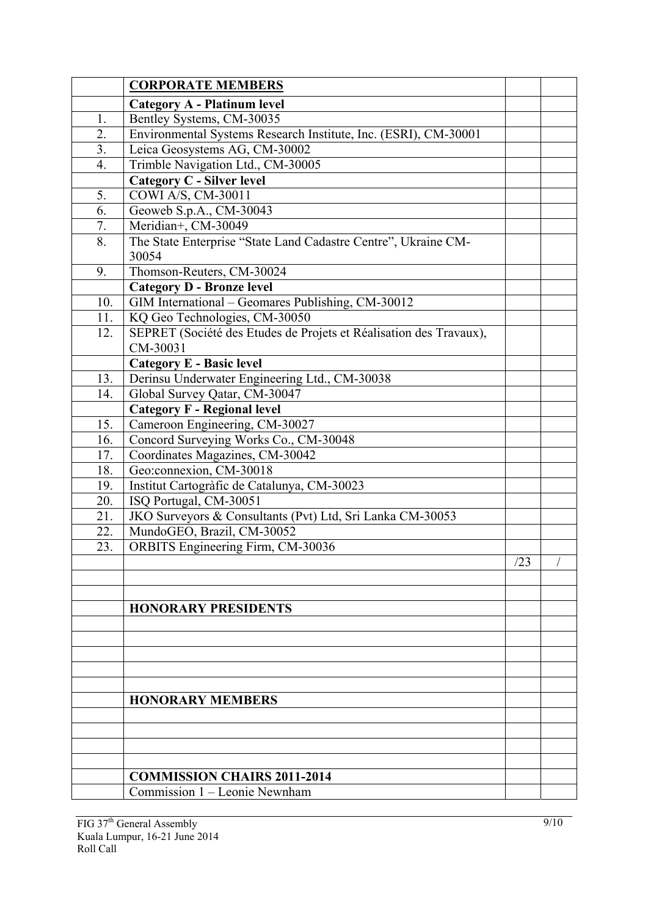| | **CORPORATE MEMBERS** | | |
|---|---|---|---|
| | **Category A - Platinum level** | | |
| 1. | Bentley Systems, CM-30035 | | |
| 2. | Environmental Systems Research Institute, Inc. (ESRI), CM-30001 | | |
| 3. | Leica Geosystems AG, CM-30002 | | |
| 4. | Trimble Navigation Ltd., CM-30005 | | |
| | **Category C - Silver level** | | |
| 5. | COWI A/S, CM-30011 | | |
| 6. | Geoweb S.p.A., CM-30043 | | |
| 7. | Meridian+, CM-30049 | | |
| 8. | The State Enterprise "State Land Cadastre Centre", Ukraine CM-30054 | | |
| 9. | Thomson-Reuters, CM-30024 | | |
| | **Category D - Bronze level** | | |
| 10. | GIM International – Geomares Publishing, CM-30012 | | |
| 11. | KQ Geo Technologies, CM-30050 | | |
| 12. | SEPRET (Société des Etudes de Projets et Réalisation des Travaux), CM-30031 | | |
| | **Category E - Basic level** | | |
| 13. | Derinsu Underwater Engineering Ltd., CM-30038 | | |
| 14. | Global Survey Qatar, CM-30047 | | |
| | **Category F - Regional level** | | |
| 15. | Cameroon Engineering, CM-30027 | | |
| 16. | Concord Surveying Works Co., CM-30048 | | |
| 17. | Coordinates Magazines, CM-30042 | | |
| 18. | Geo:connexion, CM-30018 | | |
| 19. | Institut Cartogràfic de Catalunya, CM-30023 | | |
| 20. | ISQ Portugal, CM-30051 | | |
| 21. | JKO Surveyors & Consultants (Pvt) Ltd, Sri Lanka CM-30053 | | |
| 22. | MundoGEO, Brazil, CM-30052 | | |
| 23. | ORBITS Engineering Firm, CM-30036 | | |
| | | /23 | / |
| | | | |
| | | | |
| | **HONORARY PRESIDENTS** | | |
| | | | |
| | | | |
| | | | |
| | | | |
| | | | |
| | **HONORARY MEMBERS** | | |
| | | | |
| | | | |
| | | | |
| | | | |
| | **COMMISSION CHAIRS 2011-2014** | | |
| | Commission 1 – Leonie Newnham | | |

FIG 37[th] General Assembly
Kuala Lumpur, 16-21 June 2014
Roll Call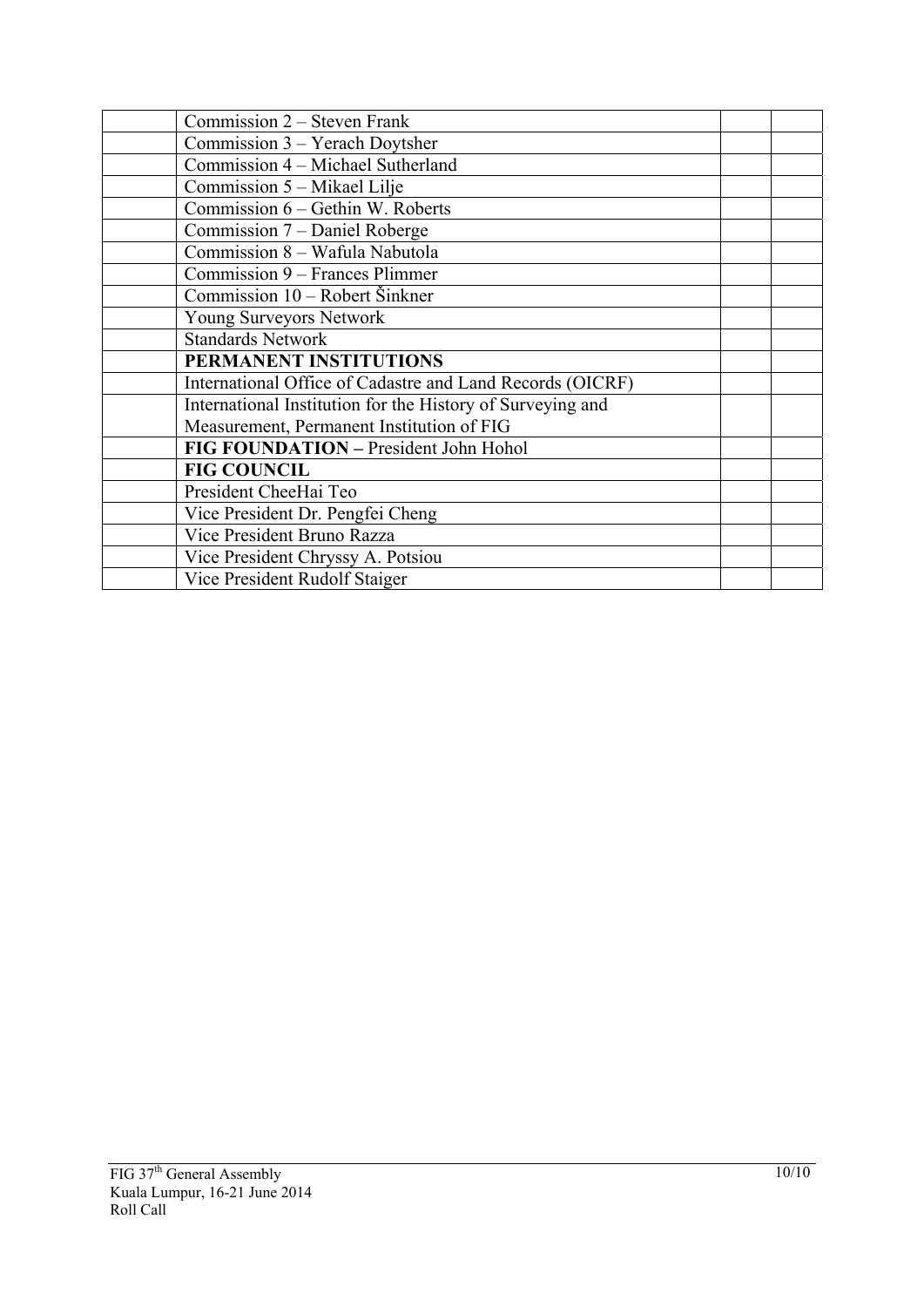| | | | |
|---|---|---|---|
| | Commission 2 – Steven Frank | | |
| | Commission 3 – Yerach Doytsher | | |
| | Commission 4 – Michael Sutherland | | |
| | Commission 5 – Mikael Lilje | | |
| | Commission 6 – Gethin W. Roberts | | |
| | Commission 7 – Daniel Roberge | | |
| | Commission 8 – Wafula Nabutola | | |
| | Commission 9 – Frances Plimmer | | |
| | Commission 10 – Robert Šinkner | | |
| | Young Surveyors Network | | |
| | Standards Network | | |
| | **PERMANENT INSTITUTIONS** | | |
| | International Office of Cadastre and Land Records (OICRF) | | |
| | International Institution for the History of Surveying and Measurement, Permanent Institution of FIG | | |
| | **FIG FOUNDATION –** President John Hohol | | |
| | **FIG COUNCIL** | | |
| | President CheeHai Teo | | |
| | Vice President Dr. Pengfei Cheng | | |
| | Vice President Bruno Razza | | |
| | Vice President Chryssy A. Potsiou | | |
| | Vice President Rudolf Staiger | | |